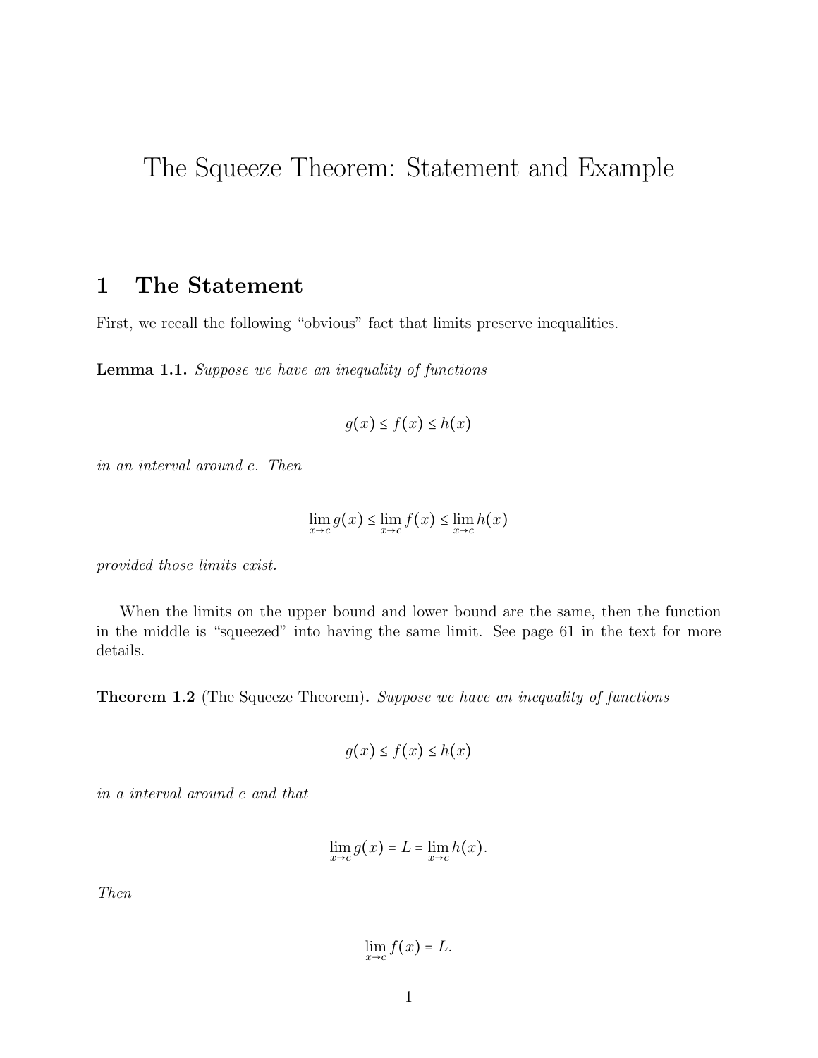# The Squeeze Theorem: Statement and Example

## 1 The Statement

First, we recall the following "obvious" fact that limits preserve inequalities.

**Lemma 1.1.** *Suppose we have an inequality of functions*

$$g(x) \leq f(x) \leq h(x)$$

*in an interval around $c$. Then*

$$\lim_{x \to c} g(x) \leq \lim_{x \to c} f(x) \leq \lim_{x \to c} h(x)$$

*provided those limits exist.*

When the limits on the upper bound and lower bound are the same, then the function in the middle is "squeezed" into having the same limit. See page 61 in the text for more details.

**Theorem 1.2** (The Squeeze Theorem)**.** *Suppose we have an inequality of functions*

$$g(x) \leq f(x) \leq h(x)$$

*in a interval around $c$ and that*

$$\lim_{x \to c} g(x) = L = \lim_{x \to c} h(x).$$

*Then*

$$\lim_{x \to c} f(x) = L.$$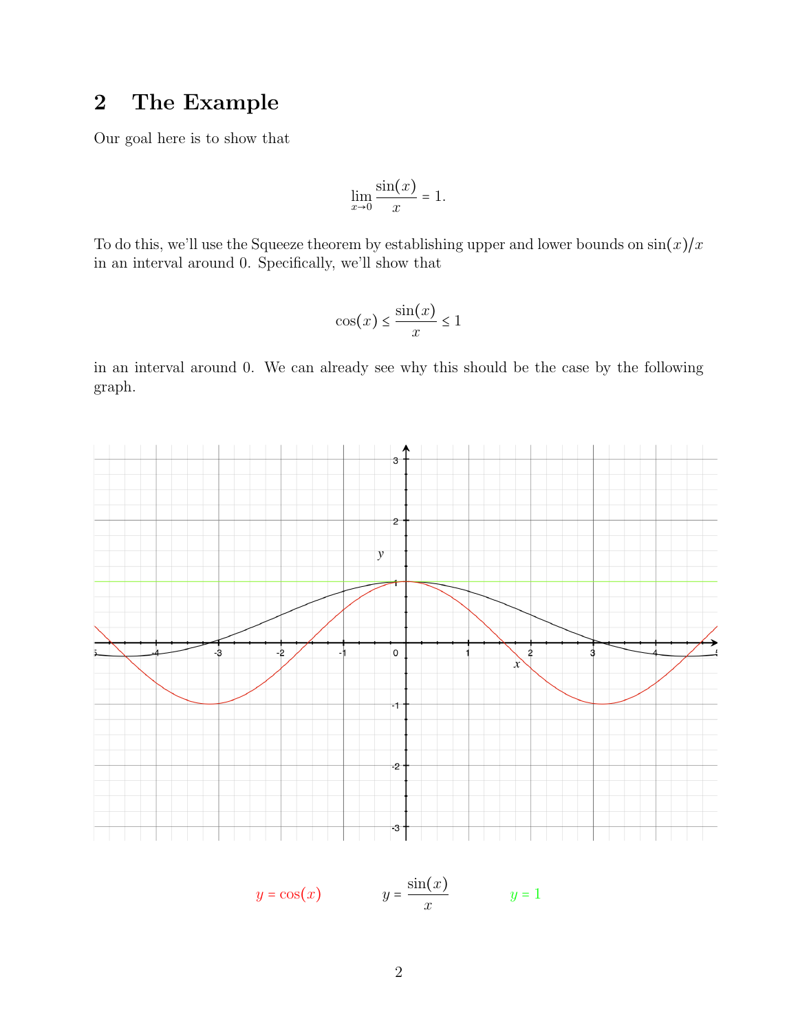## 2 The Example

Our goal here is to show that

$$\lim_{x\to 0} \frac{\sin(x)}{x} = 1.$$

To do this, we'll use the Squeeze theorem by establishing upper and lower bounds on $\sin(x)/x$ in an interval around 0. Specifically, we'll show that

$$\cos(x) \le \frac{\sin(x)}{x} \le 1$$

in an interval around 0. We can already see why this should be the case by the following graph.

$y = \cos(x)$ $\quad$ $y = \dfrac{\sin(x)}{x}$ $\quad$ $y = 1$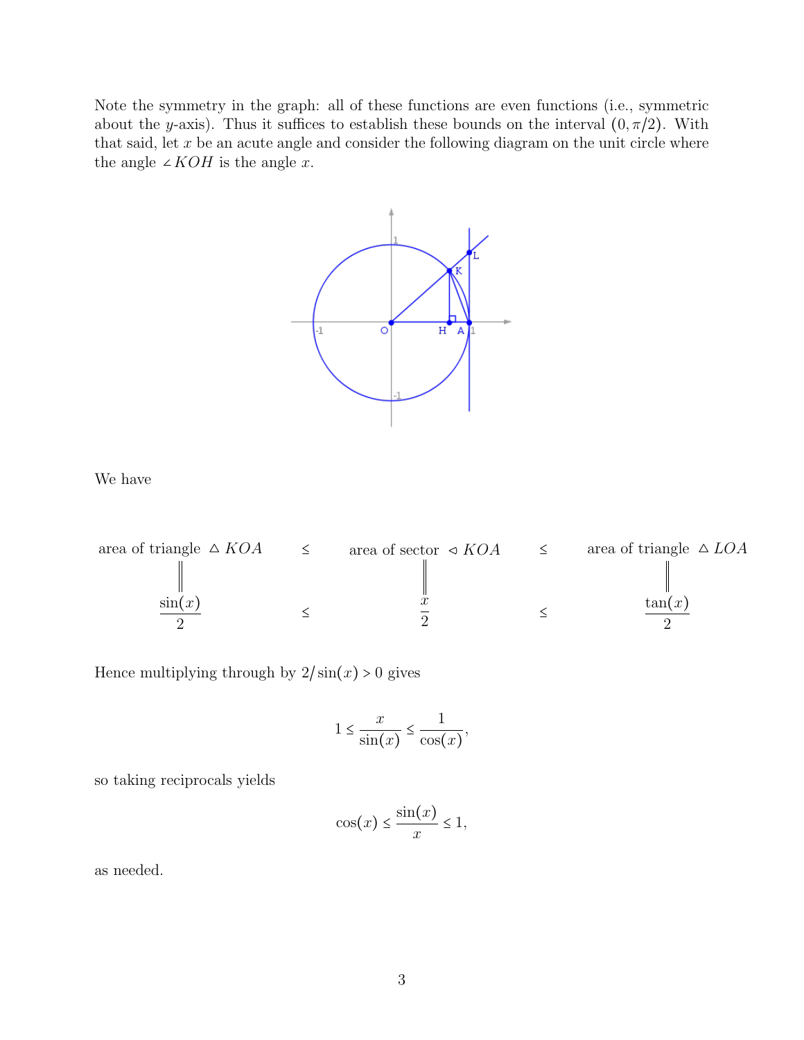Note the symmetry in the graph: all of these functions are even functions (i.e., symmetric about the $y$-axis). Thus it suffices to establish these bounds on the interval $(0, \pi/2)$. With that said, let $x$ be an acute angle and consider the following diagram on the unit circle where the angle $\angle KOH$ is the angle $x$.

1
L
K
-1
O
H A 1
-1

We have

$$
\begin{array}{ccccc}
\text{area of triangle } \triangle KOA & \leq & \text{area of sector } \sphericalangle KOA & \leq & \text{area of triangle } \triangle LOA \\
\| & & \| & & \| \\
\dfrac{\sin(x)}{2} & \leq & \dfrac{x}{2} & \leq & \dfrac{\tan(x)}{2}
\end{array}
$$

Hence multiplying through by $2/\sin(x) > 0$ gives

$$1 \leq \frac{x}{\sin(x)} \leq \frac{1}{\cos(x)},$$

so taking reciprocals yields

$$\cos(x) \leq \frac{\sin(x)}{x} \leq 1,$$

as needed.